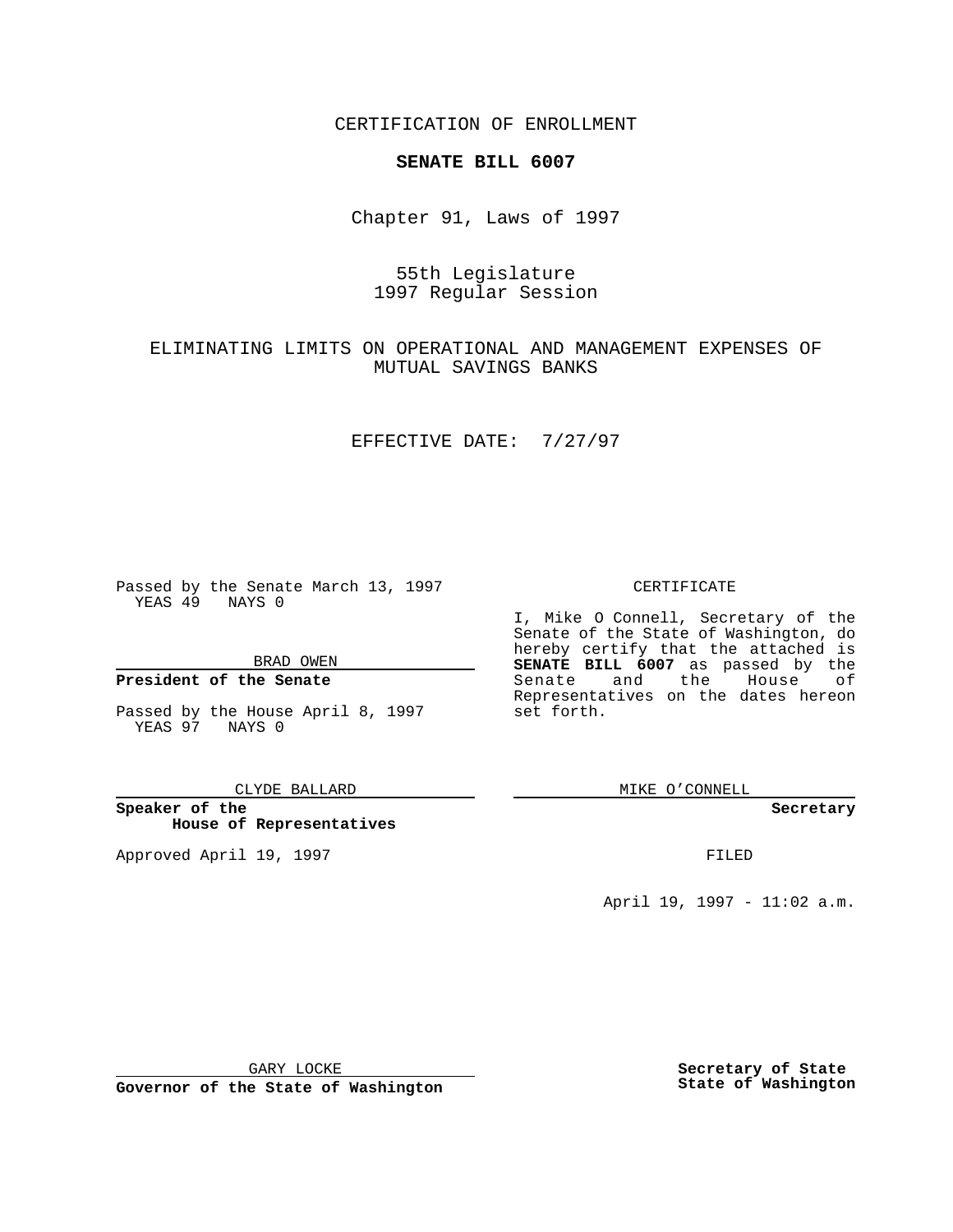CERTIFICATION OF ENROLLMENT

**SENATE BILL 6007**

Chapter 91, Laws of 1997

55th Legislature
1997 Regular Session

ELIMINATING LIMITS ON OPERATIONAL AND MANAGEMENT EXPENSES OF MUTUAL SAVINGS BANKS

EFFECTIVE DATE: 7/27/97

Passed by the Senate March 13, 1997
YEAS 49 NAYS 0

BRAD OWEN

**President of the Senate**

Passed by the House April 8, 1997
YEAS 97 NAYS 0

CLYDE BALLARD

**Speaker of the House of Representatives**

Approved April 19, 1997

GARY LOCKE

**Governor of the State of Washington**

CERTIFICATE

I, Mike O Connell, Secretary of the Senate of the State of Washington, do hereby certify that the attached is **SENATE BILL 6007** as passed by the Senate and the House of Representatives on the dates hereon set forth.

MIKE O'CONNELL

**Secretary**

FILED

April 19, 1997 - 11:02 a.m.

**Secretary of State State of Washington**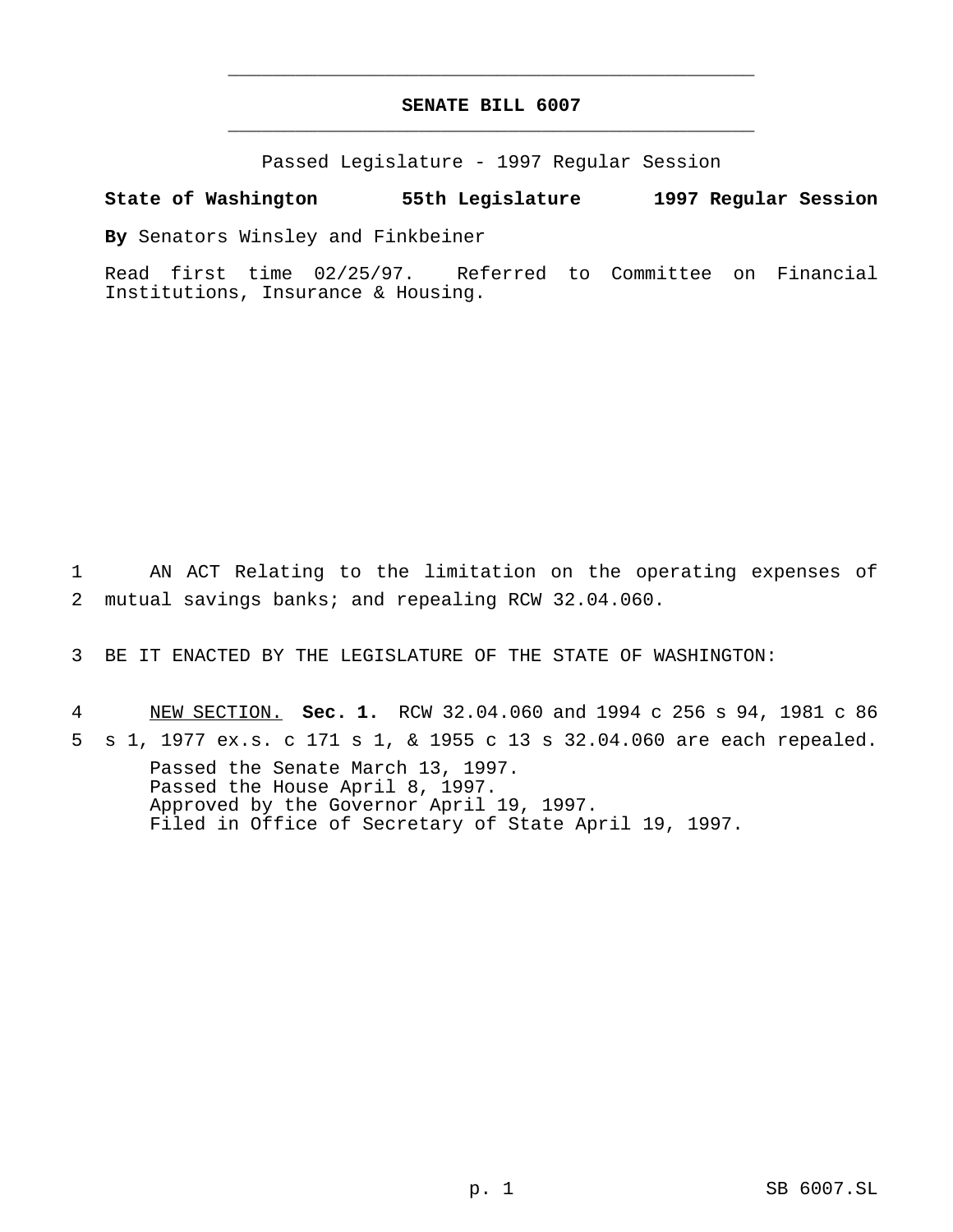# SENATE BILL 6007

Passed Legislature - 1997 Regular Session

**State of Washington 55th Legislature 1997 Regular Session**

**By** Senators Winsley and Finkbeiner

Read first time 02/25/97. Referred to Committee on Financial Institutions, Insurance & Housing.

1 AN ACT Relating to the limitation on the operating expenses of
2 mutual savings banks; and repealing RCW 32.04.060.

3 BE IT ENACTED BY THE LEGISLATURE OF THE STATE OF WASHINGTON:

4 NEW SECTION. **Sec. 1.** RCW 32.04.060 and 1994 c 256 s 94, 1981 c 86
5 s 1, 1977 ex.s. c 171 s 1, & 1955 c 13 s 32.04.060 are each repealed.

Passed the Senate March 13, 1997.
Passed the House April 8, 1997.
Approved by the Governor April 19, 1997.
Filed in Office of Secretary of State April 19, 1997.